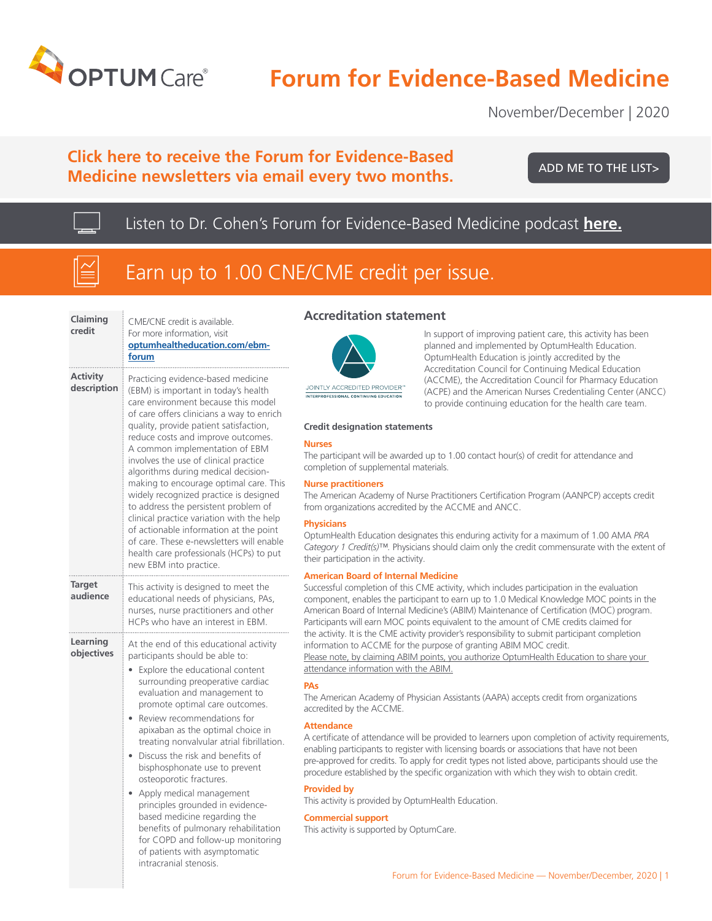# Forum for Evidence-Based Medicine

November/December | 2020

**Click here to receive the Forum for Evidence-Based Medicine newsletters via email every two months.**

ADD ME TO THE LIST>

Listen to Dr. Cohen's Forum for Evidence-Based Medicine podcast **here.**

## Earn up to 1.00 CNE/CME credit per issue.

| | |
|---|---|
| **Claiming credit** | CME/CNE credit is available. For more information, visit **optumhealtheducation.com/ebm-forum** |
| **Activity description** | Practicing evidence-based medicine (EBM) is important in today's health care environment because this model of care offers clinicians a way to enrich quality, provide patient satisfaction, reduce costs and improve outcomes. A common implementation of EBM involves the use of clinical practice algorithms during medical decision-making to encourage optimal care. This widely recognized practice is designed to address the persistent problem of clinical practice variation with the help of actionable information at the point of care. These e-newsletters will enable health care professionals (HCPs) to put new EBM into practice. |
| **Target audience** | This activity is designed to meet the educational needs of physicians, PAs, nurses, nurse practitioners and other HCPs who have an interest in EBM. |
| **Learning objectives** | At the end of this educational activity participants should be able to:<br>• Explore the educational content surrounding preoperative cardiac evaluation and management to promote optimal care outcomes.<br>• Review recommendations for apixaban as the optimal choice in treating nonvalvular atrial fibrillation.<br>• Discuss the risk and benefits of bisphosphonate use to prevent osteoporotic fractures.<br>• Apply medical management principles grounded in evidence-based medicine regarding the benefits of pulmonary rehabilitation for COPD and follow-up monitoring of patients with asymptomatic intracranial stenosis. |

## Accreditation statement

JOINTLY ACCREDITED PROVIDER™
INTERPROFESSIONAL CONTINUING EDUCATION

In support of improving patient care, this activity has been planned and implemented by OptumHealth Education. OptumHealth Education is jointly accredited by the Accreditation Council for Continuing Medical Education (ACCME), the Accreditation Council for Pharmacy Education (ACPE) and the American Nurses Credentialing Center (ANCC) to provide continuing education for the health care team.

### Credit designation statements

**Nurses**

The participant will be awarded up to 1.00 contact hour(s) of credit for attendance and completion of supplemental materials.

**Nurse practitioners**

The American Academy of Nurse Practitioners Certification Program (AANPCP) accepts credit from organizations accredited by the ACCME and ANCC.

**Physicians**

OptumHealth Education designates this enduring activity for a maximum of 1.00 AMA *PRA Category 1 Credit(s)*™. Physicians should claim only the credit commensurate with the extent of their participation in the activity.

**American Board of Internal Medicine**

Successful completion of this CME activity, which includes participation in the evaluation component, enables the participant to earn up to 1.0 Medical Knowledge MOC points in the American Board of Internal Medicine's (ABIM) Maintenance of Certification (MOC) program. Participants will earn MOC points equivalent to the amount of CME credits claimed for the activity. It is the CME activity provider's responsibility to submit participant completion information to ACCME for the purpose of granting ABIM MOC credit. Please note, by claiming ABIM points, you authorize OptumHealth Education to share your attendance information with the ABIM.

**PAs**

The American Academy of Physician Assistants (AAPA) accepts credit from organizations accredited by the ACCME.

**Attendance**

A certificate of attendance will be provided to learners upon completion of activity requirements, enabling participants to register with licensing boards or associations that have not been pre-approved for credits. To apply for credit types not listed above, participants should use the procedure established by the specific organization with which they wish to obtain credit.

**Provided by**

This activity is provided by OptumHealth Education.

**Commercial support**

This activity is supported by OptumCare.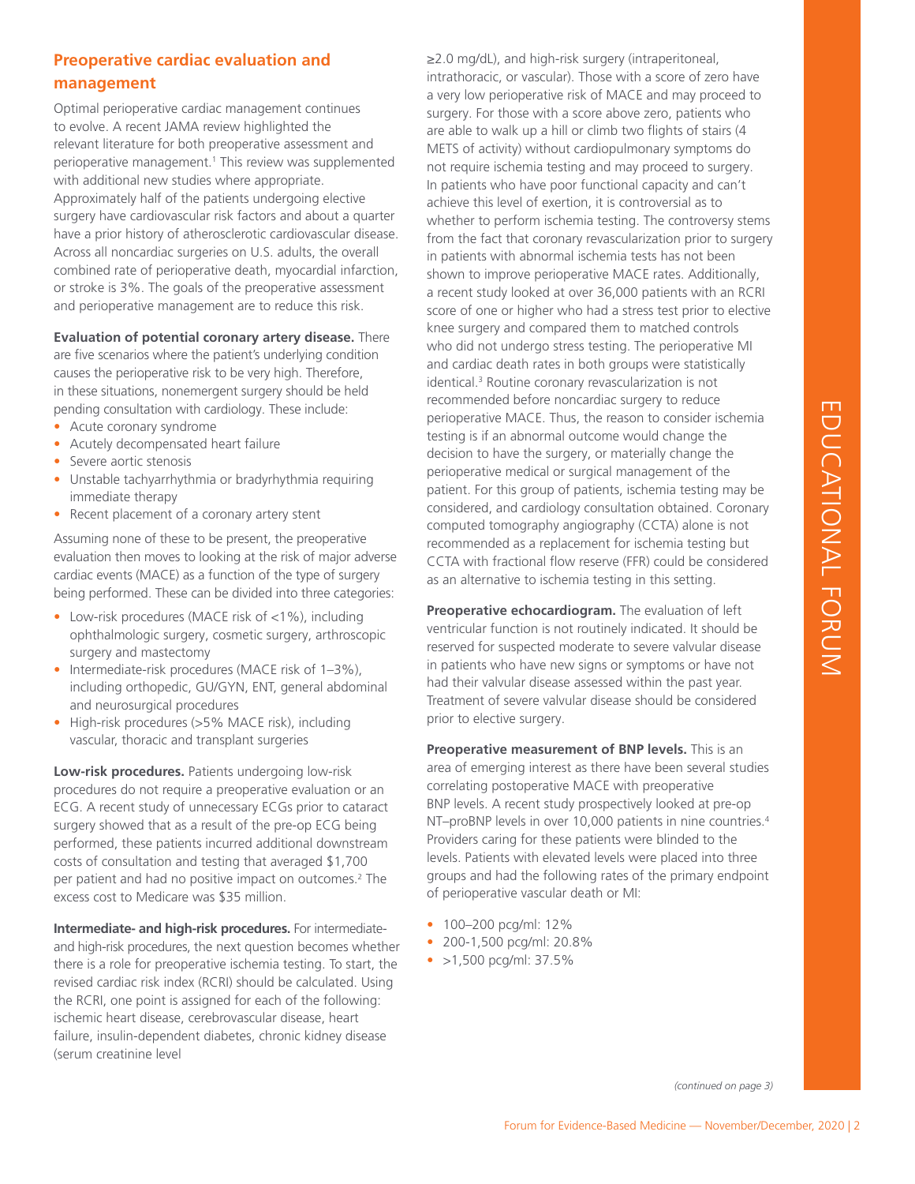## Preoperative cardiac evaluation and management

Optimal perioperative cardiac management continues to evolve. A recent JAMA review highlighted the relevant literature for both preoperative assessment and perioperative management.[1] This review was supplemented with additional new studies where appropriate. Approximately half of the patients undergoing elective surgery have cardiovascular risk factors and about a quarter have a prior history of atherosclerotic cardiovascular disease. Across all noncardiac surgeries on U.S. adults, the overall combined rate of perioperative death, myocardial infarction, or stroke is 3%. The goals of the preoperative assessment and perioperative management are to reduce this risk.

**Evaluation of potential coronary artery disease.** There are five scenarios where the patient's underlying condition causes the perioperative risk to be very high. Therefore, in these situations, nonemergent surgery should be held pending consultation with cardiology. These include:

- Acute coronary syndrome
- Acutely decompensated heart failure
- Severe aortic stenosis
- Unstable tachyarrhythmia or bradyrhythmia requiring immediate therapy
- Recent placement of a coronary artery stent

Assuming none of these to be present, the preoperative evaluation then moves to looking at the risk of major adverse cardiac events (MACE) as a function of the type of surgery being performed. These can be divided into three categories:

- Low-risk procedures (MACE risk of <1%), including ophthalmologic surgery, cosmetic surgery, arthroscopic surgery and mastectomy
- Intermediate-risk procedures (MACE risk of 1–3%), including orthopedic, GU/GYN, ENT, general abdominal and neurosurgical procedures
- High-risk procedures (>5% MACE risk), including vascular, thoracic and transplant surgeries

**Low-risk procedures.** Patients undergoing low-risk procedures do not require a preoperative evaluation or an ECG. A recent study of unnecessary ECGs prior to cataract surgery showed that as a result of the pre-op ECG being performed, these patients incurred additional downstream costs of consultation and testing that averaged $1,700 per patient and had no positive impact on outcomes.[2] The excess cost to Medicare was $35 million.

**Intermediate- and high-risk procedures.** For intermediate- and high-risk procedures, the next question becomes whether there is a role for preoperative ischemia testing. To start, the revised cardiac risk index (RCRI) should be calculated. Using the RCRI, one point is assigned for each of the following: ischemic heart disease, cerebrovascular disease, heart failure, insulin-dependent diabetes, chronic kidney disease (serum creatinine level ≥2.0 mg/dL), and high-risk surgery (intraperitoneal, intrathoracic, or vascular). Those with a score of zero have a very low perioperative risk of MACE and may proceed to surgery. For those with a score above zero, patients who are able to walk up a hill or climb two flights of stairs (4 METS of activity) without cardiopulmonary symptoms do not require ischemia testing and may proceed to surgery. In patients who have poor functional capacity and can't achieve this level of exertion, it is controversial as to whether to perform ischemia testing. The controversy stems from the fact that coronary revascularization prior to surgery in patients with abnormal ischemia tests has not been shown to improve perioperative MACE rates. Additionally, a recent study looked at over 36,000 patients with an RCRI score of one or higher who had a stress test prior to elective knee surgery and compared them to matched controls who did not undergo stress testing. The perioperative MI and cardiac death rates in both groups were statistically identical.[3] Routine coronary revascularization is not recommended before noncardiac surgery to reduce perioperative MACE. Thus, the reason to consider ischemia testing is if an abnormal outcome would change the decision to have the surgery, or materially change the perioperative medical or surgical management of the patient. For this group of patients, ischemia testing may be considered, and cardiology consultation obtained. Coronary computed tomography angiography (CCTA) alone is not recommended as a replacement for ischemia testing but CCTA with fractional flow reserve (FFR) could be considered as an alternative to ischemia testing in this setting.

**Preoperative echocardiogram.** The evaluation of left ventricular function is not routinely indicated. It should be reserved for suspected moderate to severe valvular disease in patients who have new signs or symptoms or have not had their valvular disease assessed within the past year. Treatment of severe valvular disease should be considered prior to elective surgery.

**Preoperative measurement of BNP levels.** This is an area of emerging interest as there have been several studies correlating postoperative MACE with preoperative BNP levels. A recent study prospectively looked at pre-op NT–proBNP levels in over 10,000 patients in nine countries.[4] Providers caring for these patients were blinded to the levels. Patients with elevated levels were placed into three groups and had the following rates of the primary endpoint of perioperative vascular death or MI:

- 100–200 pcg/ml: 12%
- 200-1,500 pcg/ml: 20.8%
- >1,500 pcg/ml: 37.5%

*(continued on page 3)*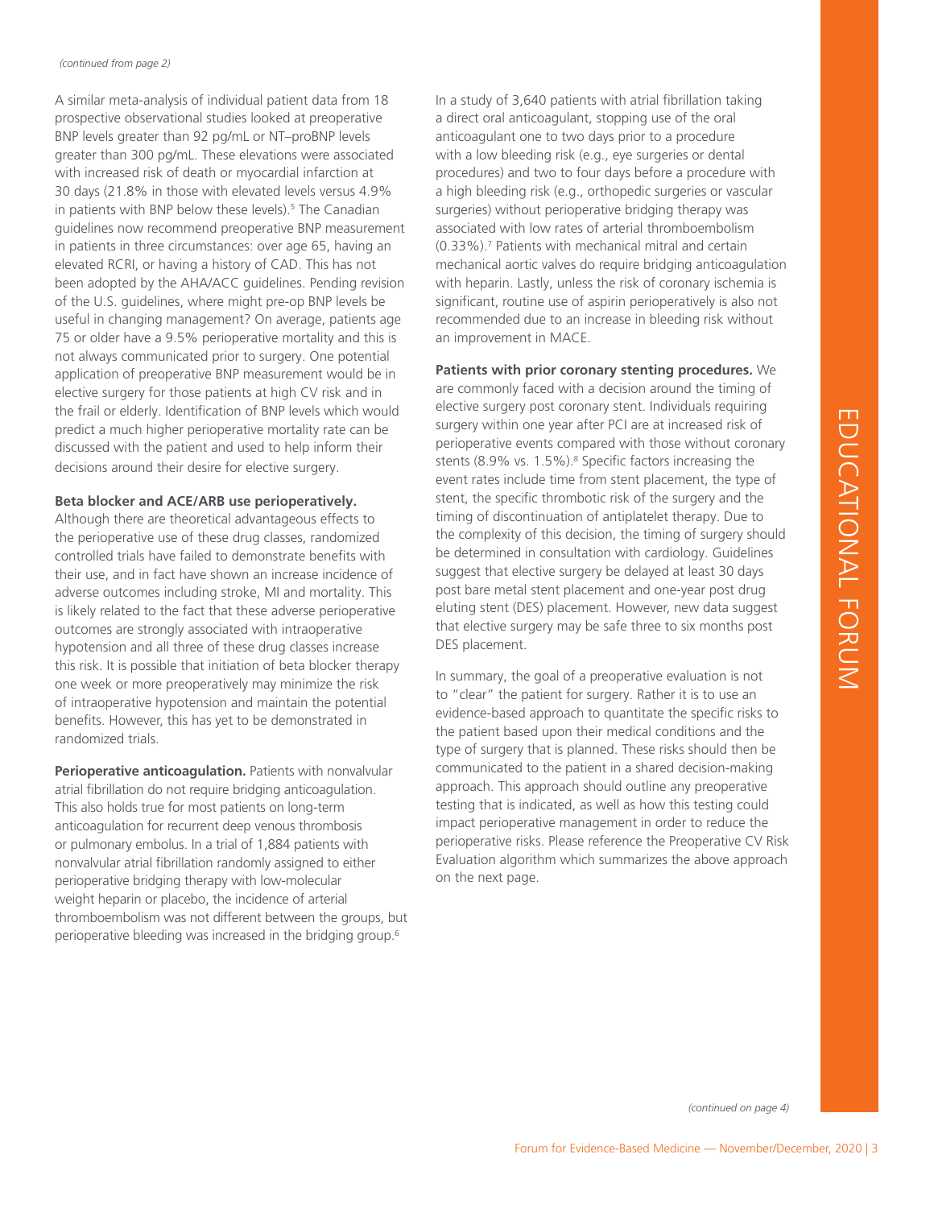*(continued from page 2)*

A similar meta-analysis of individual patient data from 18 prospective observational studies looked at preoperative BNP levels greater than 92 pg/mL or NT–proBNP levels greater than 300 pg/mL. These elevations were associated with increased risk of death or myocardial infarction at 30 days (21.8% in those with elevated levels versus 4.9% in patients with BNP below these levels).[5] The Canadian guidelines now recommend preoperative BNP measurement in patients in three circumstances: over age 65, having an elevated RCRI, or having a history of CAD. This has not been adopted by the AHA/ACC guidelines. Pending revision of the U.S. guidelines, where might pre-op BNP levels be useful in changing management? On average, patients age 75 or older have a 9.5% perioperative mortality and this is not always communicated prior to surgery. One potential application of preoperative BNP measurement would be in elective surgery for those patients at high CV risk and in the frail or elderly. Identification of BNP levels which would predict a much higher perioperative mortality rate can be discussed with the patient and used to help inform their decisions around their desire for elective surgery.

**Beta blocker and ACE/ARB use perioperatively.** Although there are theoretical advantageous effects to the perioperative use of these drug classes, randomized controlled trials have failed to demonstrate benefits with their use, and in fact have shown an increase incidence of adverse outcomes including stroke, MI and mortality. This is likely related to the fact that these adverse perioperative outcomes are strongly associated with intraoperative hypotension and all three of these drug classes increase this risk. It is possible that initiation of beta blocker therapy one week or more preoperatively may minimize the risk of intraoperative hypotension and maintain the potential benefits. However, this has yet to be demonstrated in randomized trials.

**Perioperative anticoagulation.** Patients with nonvalvular atrial fibrillation do not require bridging anticoagulation. This also holds true for most patients on long-term anticoagulation for recurrent deep venous thrombosis or pulmonary embolus. In a trial of 1,884 patients with nonvalvular atrial fibrillation randomly assigned to either perioperative bridging therapy with low-molecular weight heparin or placebo, the incidence of arterial thromboembolism was not different between the groups, but perioperative bleeding was increased in the bridging group.[6]

In a study of 3,640 patients with atrial fibrillation taking a direct oral anticoagulant, stopping use of the oral anticoagulant one to two days prior to a procedure with a low bleeding risk (e.g., eye surgeries or dental procedures) and two to four days before a procedure with a high bleeding risk (e.g., orthopedic surgeries or vascular surgeries) without perioperative bridging therapy was associated with low rates of arterial thromboembolism (0.33%).[7] Patients with mechanical mitral and certain mechanical aortic valves do require bridging anticoagulation with heparin. Lastly, unless the risk of coronary ischemia is significant, routine use of aspirin perioperatively is also not recommended due to an increase in bleeding risk without an improvement in MACE.

**Patients with prior coronary stenting procedures.** We are commonly faced with a decision around the timing of elective surgery post coronary stent. Individuals requiring surgery within one year after PCI are at increased risk of perioperative events compared with those without coronary stents (8.9% vs. 1.5%).[8] Specific factors increasing the event rates include time from stent placement, the type of stent, the specific thrombotic risk of the surgery and the timing of discontinuation of antiplatelet therapy. Due to the complexity of this decision, the timing of surgery should be determined in consultation with cardiology. Guidelines suggest that elective surgery be delayed at least 30 days post bare metal stent placement and one-year post drug eluting stent (DES) placement. However, new data suggest that elective surgery may be safe three to six months post DES placement.

In summary, the goal of a preoperative evaluation is not to "clear" the patient for surgery. Rather it is to use an evidence-based approach to quantitate the specific risks to the patient based upon their medical conditions and the type of surgery that is planned. These risks should then be communicated to the patient in a shared decision-making approach. This approach should outline any preoperative testing that is indicated, as well as how this testing could impact perioperative management in order to reduce the perioperative risks. Please reference the Preoperative CV Risk Evaluation algorithm which summarizes the above approach on the next page.

*(continued on page 4)*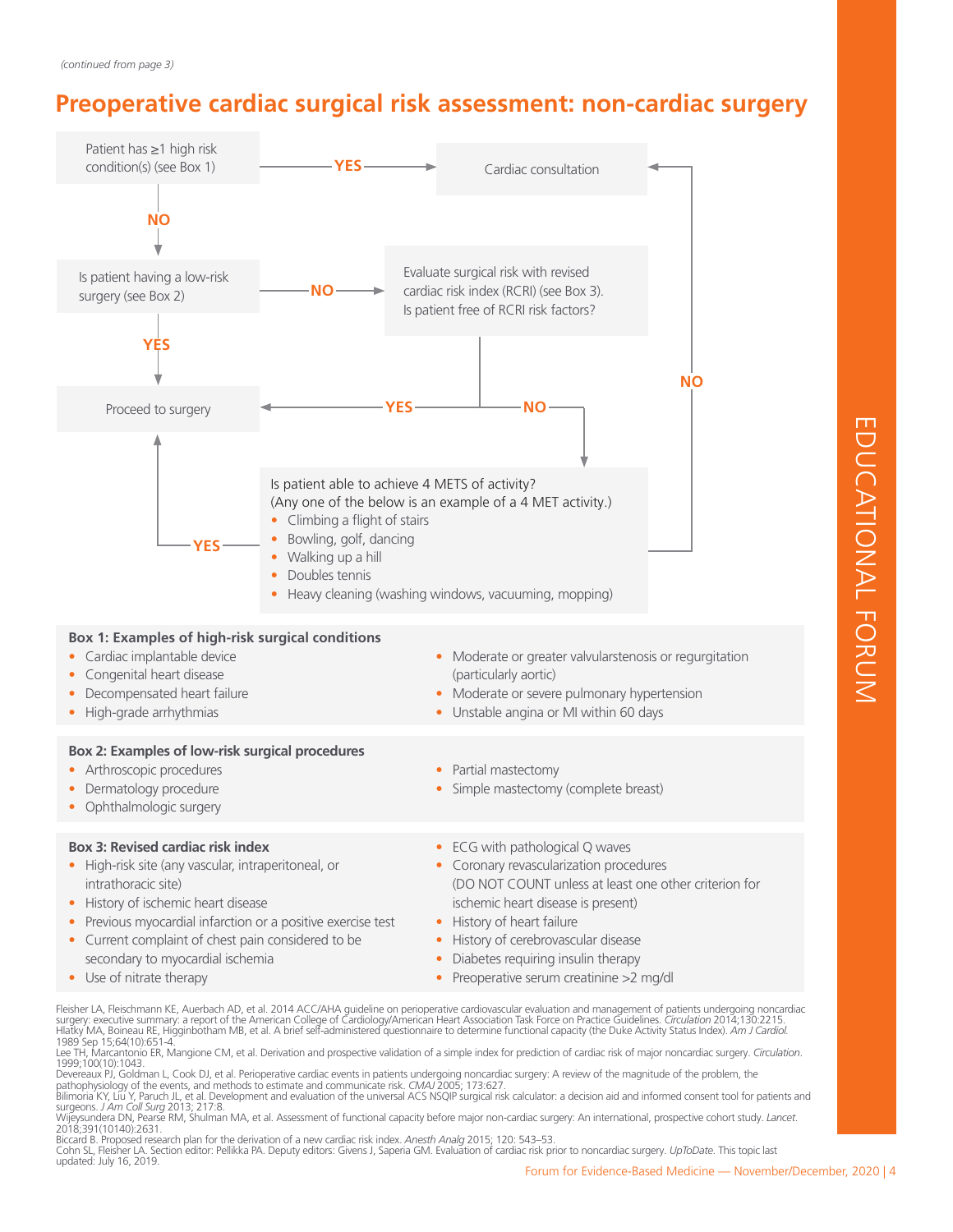*(continued from page 3)*

## Preoperative cardiac surgical risk assessment: non-cardiac surgery

Patient has ≥1 high risk condition(s) (see Box 1)

- YES → Cardiac consultation
- NO → Is patient having a low-risk surgery (see Box 2)

Is patient having a low-risk surgery (see Box 2)

- YES → Proceed to surgery
- NO → Evaluate surgical risk with revised cardiac risk index (RCRI) (see Box 3). Is patient free of RCRI risk factors?

Evaluate surgical risk with revised cardiac risk index (RCRI) (see Box 3). Is patient free of RCRI risk factors?

- YES → Proceed to surgery
- NO → Is patient able to achieve 4 METS of activity?

Is patient able to achieve 4 METS of activity?
(Any one of the below is an example of a 4 MET activity.)

- Climbing a flight of stairs
- Bowling, golf, dancing
- Walking up a hill
- Doubles tennis
- Heavy cleaning (washing windows, vacuuming, mopping)

- YES → Proceed to surgery
- NO → Cardiac consultation

**Box 1: Examples of high-risk surgical conditions**

- Cardiac implantable device
- Congenital heart disease
- Decompensated heart failure
- High-grade arrhythmias
- Moderate or greater valvularstenosis or regurgitation (particularly aortic)
- Moderate or severe pulmonary hypertension
- Unstable angina or MI within 60 days

**Box 2: Examples of low-risk surgical procedures**

- Arthroscopic procedures
- Dermatology procedure
- Ophthalmologic surgery
- Partial mastectomy
- Simple mastectomy (complete breast)

**Box 3: Revised cardiac risk index**

- High-risk site (any vascular, intraperitoneal, or intrathoracic site)
- History of ischemic heart disease
- Previous myocardial infarction or a positive exercise test
- Current complaint of chest pain considered to be secondary to myocardial ischemia
- Use of nitrate therapy
- ECG with pathological Q waves
- Coronary revascularization procedures (DO NOT COUNT unless at least one other criterion for ischemic heart disease is present)
- History of heart failure
- History of cerebrovascular disease
- Diabetes requiring insulin therapy
- Preoperative serum creatinine >2 mg/dl

Fleisher LA, Fleischmann KE, Auerbach AD, et al. 2014 ACC/AHA guideline on perioperative cardiovascular evaluation and management of patients undergoing noncardiac surgery: executive summary: a report of the American College of Cardiology/American Heart Association Task Force on Practice Guidelines. *Circulation* 2014;130:2215.
Hlatky MA, Boineau RE, Higginbotham MB, et al. A brief self-administered questionnaire to determine functional capacity (the Duke Activity Status Index). *Am J Cardiol.* 1989 Sep 15;64(10):651-4.
Lee TH, Marcantonio ER, Mangione CM, et al. Derivation and prospective validation of a simple index for prediction of cardiac risk of major noncardiac surgery. *Circulation*. 1999;100(10):1043.
Devereaux PJ, Goldman L, Cook DJ, et al. Perioperative cardiac events in patients undergoing noncardiac surgery: A review of the magnitude of the problem, the pathophysiology of the events, and methods to estimate and communicate risk. *CMAJ* 2005; 173:627.
Bilimoria KY, Liu Y, Paruch JL, et al. Development and evaluation of the universal ACS NSQIP surgical risk calculator: a decision aid and informed consent tool for patients and surgeons. *J Am Coll Surg* 2013; 217:8.
Wijeysundera DN, Pearse RM, Shulman MA, et al. Assessment of functional capacity before major non-cardiac surgery: An international, prospective cohort study. *Lancet*. 2018;391(10140):2631.
Biccard B. Proposed research plan for the derivation of a new cardiac risk index. *Anesth Analg* 2015; 120: 543–53.
Cohn SL, Fleisher LA. Section editor: Pellikka PA. Deputy editors: Givens J, Saperia GM. Evaluation of cardiac risk prior to noncardiac surgery. *UpToDate*. This topic last updated: July 16, 2019.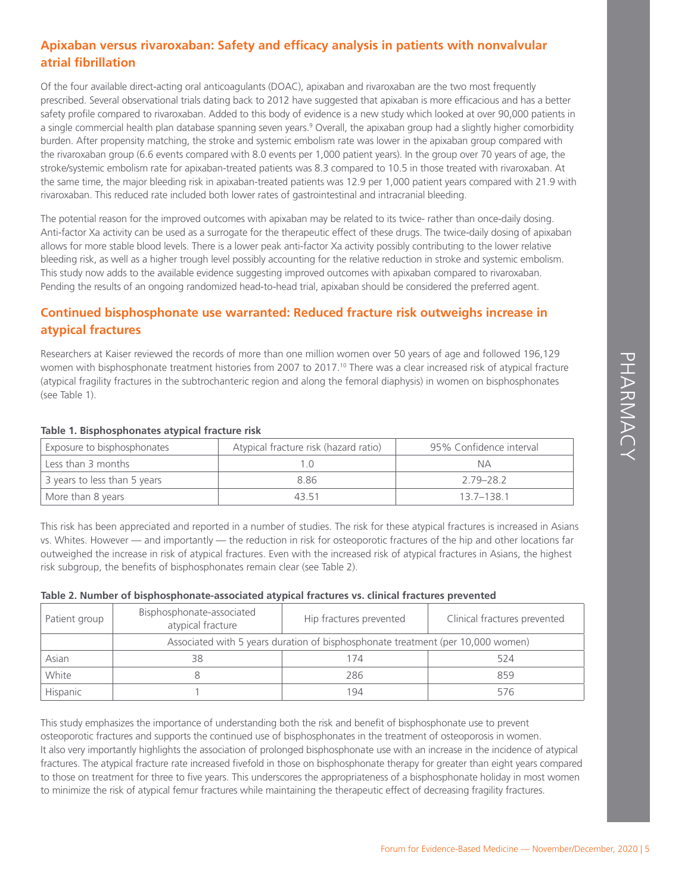## Apixaban versus rivaroxaban: Safety and efficacy analysis in patients with nonvalvular atrial fibrillation

Of the four available direct-acting oral anticoagulants (DOAC), apixaban and rivaroxaban are the two most frequently prescribed. Several observational trials dating back to 2012 have suggested that apixaban is more efficacious and has a better safety profile compared to rivaroxaban. Added to this body of evidence is a new study which looked at over 90,000 patients in a single commercial health plan database spanning seven years.[9] Overall, the apixaban group had a slightly higher comorbidity burden. After propensity matching, the stroke and systemic embolism rate was lower in the apixaban group compared with the rivaroxaban group (6.6 events compared with 8.0 events per 1,000 patient years). In the group over 70 years of age, the stroke/systemic embolism rate for apixaban-treated patients was 8.3 compared to 10.5 in those treated with rivaroxaban. At the same time, the major bleeding risk in apixaban-treated patients was 12.9 per 1,000 patient years compared with 21.9 with rivaroxaban. This reduced rate included both lower rates of gastrointestinal and intracranial bleeding.

The potential reason for the improved outcomes with apixaban may be related to its twice- rather than once-daily dosing. Anti-factor Xa activity can be used as a surrogate for the therapeutic effect of these drugs. The twice-daily dosing of apixaban allows for more stable blood levels. There is a lower peak anti-factor Xa activity possibly contributing to the lower relative bleeding risk, as well as a higher trough level possibly accounting for the relative reduction in stroke and systemic embolism. This study now adds to the available evidence suggesting improved outcomes with apixaban compared to rivaroxaban. Pending the results of an ongoing randomized head-to-head trial, apixaban should be considered the preferred agent.

## Continued bisphosphonate use warranted: Reduced fracture risk outweighs increase in atypical fractures

Researchers at Kaiser reviewed the records of more than one million women over 50 years of age and followed 196,129 women with bisphosphonate treatment histories from 2007 to 2017.[10] There was a clear increased risk of atypical fracture (atypical fragility fractures in the subtrochanteric region and along the femoral diaphysis) in women on bisphosphonates (see Table 1).

**Table 1. Bisphosphonates atypical fracture risk**

| Exposure to bisphosphonates | Atypical fracture risk (hazard ratio) | 95% Confidence interval |
|---|---|---|
| Less than 3 months | 1.0 | NA |
| 3 years to less than 5 years | 8.86 | 2.79–28.2 |
| More than 8 years | 43.51 | 13.7–138.1 |

This risk has been appreciated and reported in a number of studies. The risk for these atypical fractures is increased in Asians vs. Whites. However — and importantly — the reduction in risk for osteoporotic fractures of the hip and other locations far outweighed the increase in risk of atypical fractures. Even with the increased risk of atypical fractures in Asians, the highest risk subgroup, the benefits of bisphosphonates remain clear (see Table 2).

**Table 2. Number of bisphosphonate-associated atypical fractures vs. clinical fractures prevented**

| Patient group | Bisphosphonate-associated atypical fracture | Hip fractures prevented | Clinical fractures prevented |
|---|---|---|---|
| | Associated with 5 years duration of bisphosphonate treatment (per 10,000 women) | | |
| Asian | 38 | 174 | 524 |
| White | 8 | 286 | 859 |
| Hispanic | 1 | 194 | 576 |

This study emphasizes the importance of understanding both the risk and benefit of bisphosphonate use to prevent osteoporotic fractures and supports the continued use of bisphosphonates in the treatment of osteoporosis in women. It also very importantly highlights the association of prolonged bisphosphonate use with an increase in the incidence of atypical fractures. The atypical fracture rate increased fivefold in those on bisphosphonate therapy for greater than eight years compared to those on treatment for three to five years. This underscores the appropriateness of a bisphosphonate holiday in most women to minimize the risk of atypical femur fractures while maintaining the therapeutic effect of decreasing fragility fractures.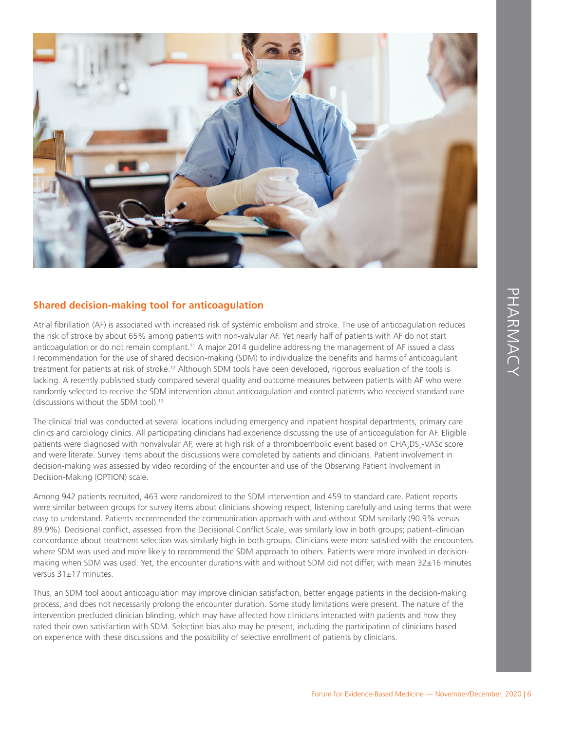## Shared decision-making tool for anticoagulation

Atrial fibrillation (AF) is associated with increased risk of systemic embolism and stroke. The use of anticoagulation reduces the risk of stroke by about 65% among patients with non-valvular AF. Yet nearly half of patients with AF do not start anticoagulation or do not remain compliant.[11] A major 2014 guideline addressing the management of AF issued a class I recommendation for the use of shared decision-making (SDM) to individualize the benefits and harms of anticoagulant treatment for patients at risk of stroke.[12] Although SDM tools have been developed, rigorous evaluation of the tools is lacking. A recently published study compared several quality and outcome measures between patients with AF who were randomly selected to receive the SDM intervention about anticoagulation and control patients who received standard care (discussions without the SDM tool).[13]

The clinical trial was conducted at several locations including emergency and inpatient hospital departments, primary care clinics and cardiology clinics. All participating clinicians had experience discussing the use of anticoagulation for AF. Eligible patients were diagnosed with nonvalvular AF, were at high risk of a thromboembolic event based on $CHA_2DS_2$-VASc score and were literate. Survey items about the discussions were completed by patients and clinicians. Patient involvement in decision-making was assessed by video recording of the encounter and use of the Observing Patient Involvement in Decision-Making (OPTION) scale.

Among 942 patients recruited, 463 were randomized to the SDM intervention and 459 to standard care. Patient reports were similar between groups for survey items about clinicians showing respect, listening carefully and using terms that were easy to understand. Patients recommended the communication approach with and without SDM similarly (90.9% versus 89.9%). Decisional conflict, assessed from the Decisional Conflict Scale, was similarly low in both groups; patient–clinician concordance about treatment selection was similarly high in both groups. Clinicians were more satisfied with the encounters where SDM was used and more likely to recommend the SDM approach to others. Patients were more involved in decision-making when SDM was used. Yet, the encounter durations with and without SDM did not differ, with mean 32±16 minutes versus 31±17 minutes.

Thus, an SDM tool about anticoagulation may improve clinician satisfaction, better engage patients in the decision-making process, and does not necessarily prolong the encounter duration. Some study limitations were present. The nature of the intervention precluded clinician blinding, which may have affected how clinicians interacted with patients and how they rated their own satisfaction with SDM. Selection bias also may be present, including the participation of clinicians based on experience with these discussions and the possibility of selective enrollment of patients by clinicians.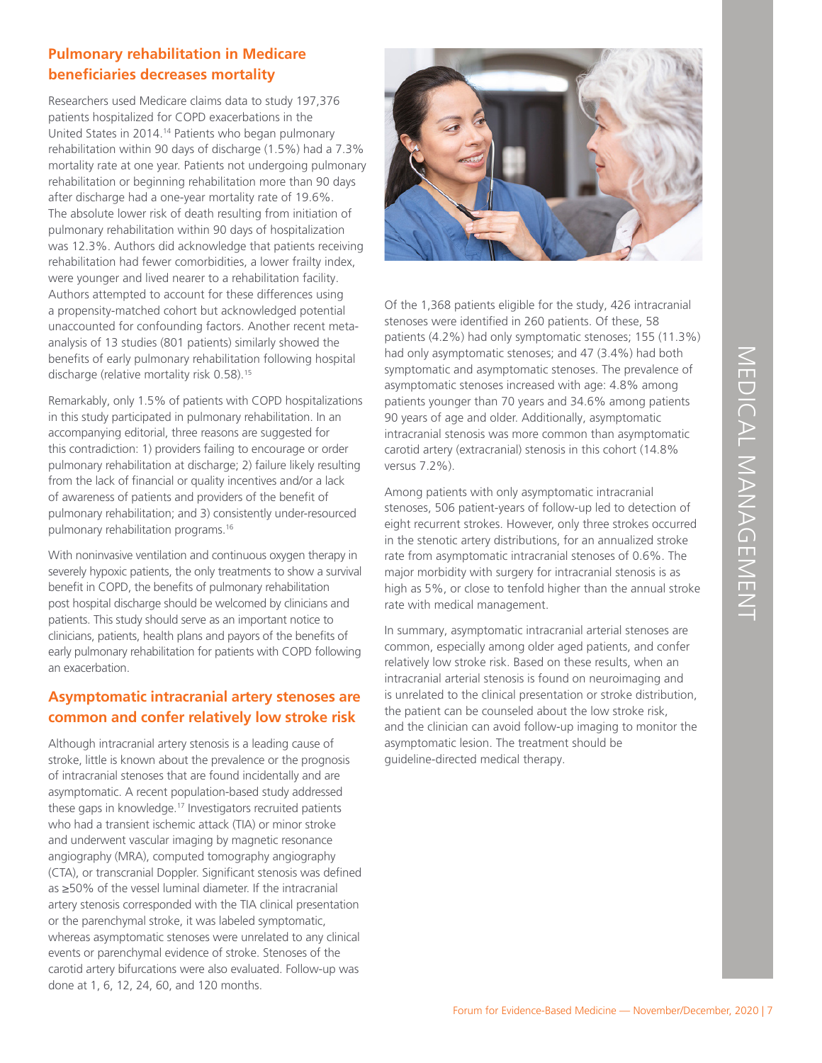## Pulmonary rehabilitation in Medicare beneficiaries decreases mortality

Researchers used Medicare claims data to study 197,376 patients hospitalized for COPD exacerbations in the United States in 2014.[14] Patients who began pulmonary rehabilitation within 90 days of discharge (1.5%) had a 7.3% mortality rate at one year. Patients not undergoing pulmonary rehabilitation or beginning rehabilitation more than 90 days after discharge had a one-year mortality rate of 19.6%. The absolute lower risk of death resulting from initiation of pulmonary rehabilitation within 90 days of hospitalization was 12.3%. Authors did acknowledge that patients receiving rehabilitation had fewer comorbidities, a lower frailty index, were younger and lived nearer to a rehabilitation facility. Authors attempted to account for these differences using a propensity-matched cohort but acknowledged potential unaccounted for confounding factors. Another recent meta-analysis of 13 studies (801 patients) similarly showed the benefits of early pulmonary rehabilitation following hospital discharge (relative mortality risk 0.58).[15]

Remarkably, only 1.5% of patients with COPD hospitalizations in this study participated in pulmonary rehabilitation. In an accompanying editorial, three reasons are suggested for this contradiction: 1) providers failing to encourage or order pulmonary rehabilitation at discharge; 2) failure likely resulting from the lack of financial or quality incentives and/or a lack of awareness of patients and providers of the benefit of pulmonary rehabilitation; and 3) consistently under-resourced pulmonary rehabilitation programs.[16]

With noninvasive ventilation and continuous oxygen therapy in severely hypoxic patients, the only treatments to show a survival benefit in COPD, the benefits of pulmonary rehabilitation post hospital discharge should be welcomed by clinicians and patients. This study should serve as an important notice to clinicians, patients, health plans and payors of the benefits of early pulmonary rehabilitation for patients with COPD following an exacerbation.

## Asymptomatic intracranial artery stenoses are common and confer relatively low stroke risk

Although intracranial artery stenosis is a leading cause of stroke, little is known about the prevalence or the prognosis of intracranial stenoses that are found incidentally and are asymptomatic. A recent population-based study addressed these gaps in knowledge.[17] Investigators recruited patients who had a transient ischemic attack (TIA) or minor stroke and underwent vascular imaging by magnetic resonance angiography (MRA), computed tomography angiography (CTA), or transcranial Doppler. Significant stenosis was defined as ≥50% of the vessel luminal diameter. If the intracranial artery stenosis corresponded with the TIA clinical presentation or the parenchymal stroke, it was labeled symptomatic, whereas asymptomatic stenoses were unrelated to any clinical events or parenchymal evidence of stroke. Stenoses of the carotid artery bifurcations were also evaluated. Follow-up was done at 1, 6, 12, 24, 60, and 120 months.

Of the 1,368 patients eligible for the study, 426 intracranial stenoses were identified in 260 patients. Of these, 58 patients (4.2%) had only symptomatic stenoses; 155 (11.3%) had only asymptomatic stenoses; and 47 (3.4%) had both symptomatic and asymptomatic stenoses. The prevalence of asymptomatic stenoses increased with age: 4.8% among patients younger than 70 years and 34.6% among patients 90 years of age and older. Additionally, asymptomatic intracranial stenosis was more common than asymptomatic carotid artery (extracranial) stenosis in this cohort (14.8% versus 7.2%).

Among patients with only asymptomatic intracranial stenoses, 506 patient-years of follow-up led to detection of eight recurrent strokes. However, only three strokes occurred in the stenotic artery distributions, for an annualized stroke rate from asymptomatic intracranial stenoses of 0.6%. The major morbidity with surgery for intracranial stenosis is as high as 5%, or close to tenfold higher than the annual stroke rate with medical management.

In summary, asymptomatic intracranial arterial stenoses are common, especially among older aged patients, and confer relatively low stroke risk. Based on these results, when an intracranial arterial stenosis is found on neuroimaging and is unrelated to the clinical presentation or stroke distribution, the patient can be counseled about the low stroke risk, and the clinician can avoid follow-up imaging to monitor the asymptomatic lesion. The treatment should be guideline-directed medical therapy.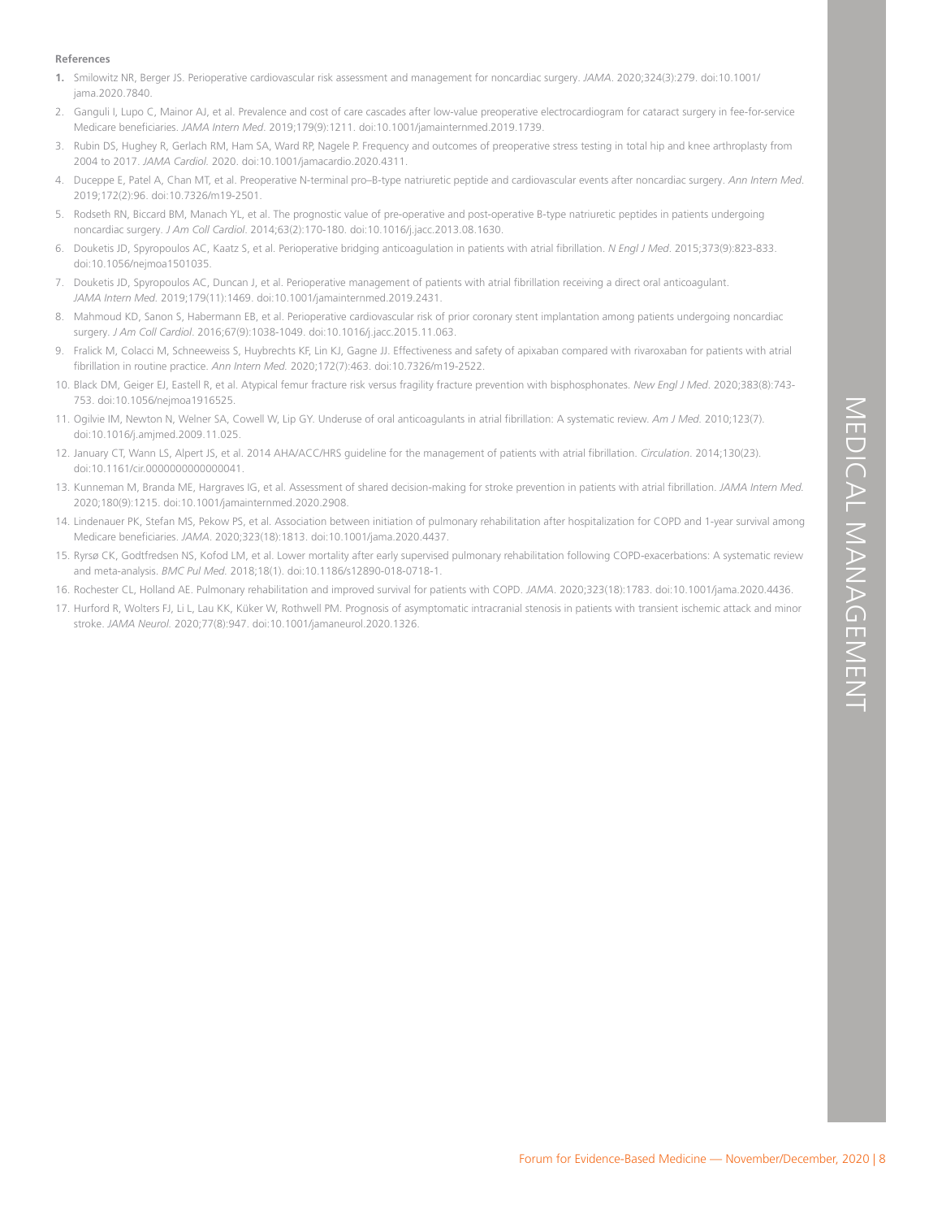**References**

1. Smilowitz NR, Berger JS. Perioperative cardiovascular risk assessment and management for noncardiac surgery. *JAMA*. 2020;324(3):279. doi:10.1001/jama.2020.7840.
2. Ganguli I, Lupo C, Mainor AJ, et al. Prevalence and cost of care cascades after low-value preoperative electrocardiogram for cataract surgery in fee-for-service Medicare beneficiaries. *JAMA Intern Med*. 2019;179(9):1211. doi:10.1001/jamainternmed.2019.1739.
3. Rubin DS, Hughey R, Gerlach RM, Ham SA, Ward RP, Nagele P. Frequency and outcomes of preoperative stress testing in total hip and knee arthroplasty from 2004 to 2017. *JAMA Cardiol.* 2020. doi:10.1001/jamacardio.2020.4311.
4. Duceppe E, Patel A, Chan MT, et al. Preoperative N-terminal pro–B-type natriuretic peptide and cardiovascular events after noncardiac surgery. *Ann Intern Med*. 2019;172(2):96. doi:10.7326/m19-2501.
5. Rodseth RN, Biccard BM, Manach YL, et al. The prognostic value of pre-operative and post-operative B-type natriuretic peptides in patients undergoing noncardiac surgery. *J Am Coll Cardiol*. 2014;63(2):170-180. doi:10.1016/j.jacc.2013.08.1630.
6. Douketis JD, Spyropoulos AC, Kaatz S, et al. Perioperative bridging anticoagulation in patients with atrial fibrillation. *N Engl J Med*. 2015;373(9):823-833. doi:10.1056/nejmoa1501035.
7. Douketis JD, Spyropoulos AC, Duncan J, et al. Perioperative management of patients with atrial fibrillation receiving a direct oral anticoagulant. *JAMA Intern Med.* 2019;179(11):1469. doi:10.1001/jamainternmed.2019.2431.
8. Mahmoud KD, Sanon S, Habermann EB, et al. Perioperative cardiovascular risk of prior coronary stent implantation among patients undergoing noncardiac surgery. *J Am Coll Cardiol.* 2016;67(9):1038-1049. doi:10.1016/j.jacc.2015.11.063.
9. Fralick M, Colacci M, Schneeweiss S, Huybrechts KF, Lin KJ, Gagne JJ. Effectiveness and safety of apixaban compared with rivaroxaban for patients with atrial fibrillation in routine practice. *Ann Intern Med.* 2020;172(7):463. doi:10.7326/m19-2522.
10. Black DM, Geiger EJ, Eastell R, et al. Atypical femur fracture risk versus fragility fracture prevention with bisphosphonates. *New Engl J Med.* 2020;383(8):743-753. doi:10.1056/nejmoa1916525.
11. Ogilvie IM, Newton N, Welner SA, Cowell W, Lip GY. Underuse of oral anticoagulants in atrial fibrillation: A systematic review. *Am J Med.* 2010;123(7). doi:10.1016/j.amjmed.2009.11.025.
12. January CT, Wann LS, Alpert JS, et al. 2014 AHA/ACC/HRS guideline for the management of patients with atrial fibrillation. *Circulation*. 2014;130(23). doi:10.1161/cir.0000000000000041.
13. Kunneman M, Branda ME, Hargraves IG, et al. Assessment of shared decision-making for stroke prevention in patients with atrial fibrillation. *JAMA Intern Med.* 2020;180(9):1215. doi:10.1001/jamainternmed.2020.2908.
14. Lindenauer PK, Stefan MS, Pekow PS, et al. Association between initiation of pulmonary rehabilitation after hospitalization for COPD and 1-year survival among Medicare beneficiaries. *JAMA*. 2020;323(18):1813. doi:10.1001/jama.2020.4437.
15. Ryrsø CK, Godtfredsen NS, Kofod LM, et al. Lower mortality after early supervised pulmonary rehabilitation following COPD-exacerbations: A systematic review and meta-analysis. *BMC Pul Med.* 2018;18(1). doi:10.1186/s12890-018-0718-1.
16. Rochester CL, Holland AE. Pulmonary rehabilitation and improved survival for patients with COPD. *JAMA*. 2020;323(18):1783. doi:10.1001/jama.2020.4436.
17. Hurford R, Wolters FJ, Li L, Lau KK, Küker W, Rothwell PM. Prognosis of asymptomatic intracranial stenosis in patients with transient ischemic attack and minor stroke. *JAMA Neurol.* 2020;77(8):947. doi:10.1001/jamaneurol.2020.1326.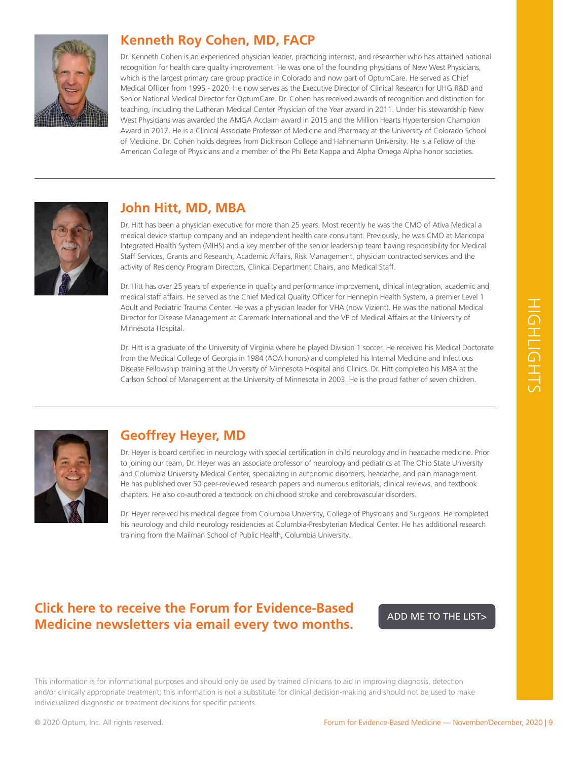## Kenneth Roy Cohen, MD, FACP

Dr. Kenneth Cohen is an experienced physician leader, practicing internist, and researcher who has attained national recognition for health care quality improvement. He was one of the founding physicians of New West Physicians, which is the largest primary care group practice in Colorado and now part of OptumCare. He served as Chief Medical Officer from 1995 - 2020. He now serves as the Executive Director of Clinical Research for UHG R&D and Senior National Medical Director for OptumCare. Dr. Cohen has received awards of recognition and distinction for teaching, including the Lutheran Medical Center Physician of the Year award in 2011. Under his stewardship New West Physicians was awarded the AMGA Acclaim award in 2015 and the Million Hearts Hypertension Champion Award in 2017. He is a Clinical Associate Professor of Medicine and Pharmacy at the University of Colorado School of Medicine. Dr. Cohen holds degrees from Dickinson College and Hahnemann University. He is a Fellow of the American College of Physicians and a member of the Phi Beta Kappa and Alpha Omega Alpha honor societies.

---

## John Hitt, MD, MBA

Dr. Hitt has been a physician executive for more than 25 years. Most recently he was the CMO of Ativa Medical a medical device startup company and an independent health care consultant. Previously, he was CMO at Maricopa Integrated Health System (MIHS) and a key member of the senior leadership team having responsibility for Medical Staff Services, Grants and Research, Academic Affairs, Risk Management, physician contracted services and the activity of Residency Program Directors, Clinical Department Chairs, and Medical Staff.

Dr. Hitt has over 25 years of experience in quality and performance improvement, clinical integration, academic and medical staff affairs. He served as the Chief Medical Quality Officer for Hennepin Health System, a premier Level 1 Adult and Pediatric Trauma Center. He was a physician leader for VHA (now Vizient). He was the national Medical Director for Disease Management at Caremark International and the VP of Medical Affairs at the University of Minnesota Hospital.

Dr. Hitt is a graduate of the University of Virginia where he played Division 1 soccer. He received his Medical Doctorate from the Medical College of Georgia in 1984 (AOA honors) and completed his Internal Medicine and Infectious Disease Fellowship training at the University of Minnesota Hospital and Clinics. Dr. Hitt completed his MBA at the Carlson School of Management at the University of Minnesota in 2003. He is the proud father of seven children.

---

## Geoffrey Heyer, MD

Dr. Heyer is board certified in neurology with special certification in child neurology and in headache medicine. Prior to joining our team, Dr. Heyer was an associate professor of neurology and pediatrics at The Ohio State University and Columbia University Medical Center, specializing in autonomic disorders, headache, and pain management. He has published over 50 peer-reviewed research papers and numerous editorials, clinical reviews, and textbook chapters. He also co-authored a textbook on childhood stroke and cerebrovascular disorders.

Dr. Heyer received his medical degree from Columbia University, College of Physicians and Surgeons. He completed his neurology and child neurology residencies at Columbia-Presbyterian Medical Center. He has additional research training from the Mailman School of Public Health, Columbia University.

**Click here to receive the Forum for Evidence-Based Medicine newsletters via email every two months.**

ADD ME TO THE LIST>

This information is for informational purposes and should only be used by trained clinicians to aid in improving diagnosis, detection and/or clinically appropriate treatment; this information is not a substitute for clinical decision-making and should not be used to make individualized diagnostic or treatment decisions for specific patients.

© 2020 Optum, Inc. All rights reserved.